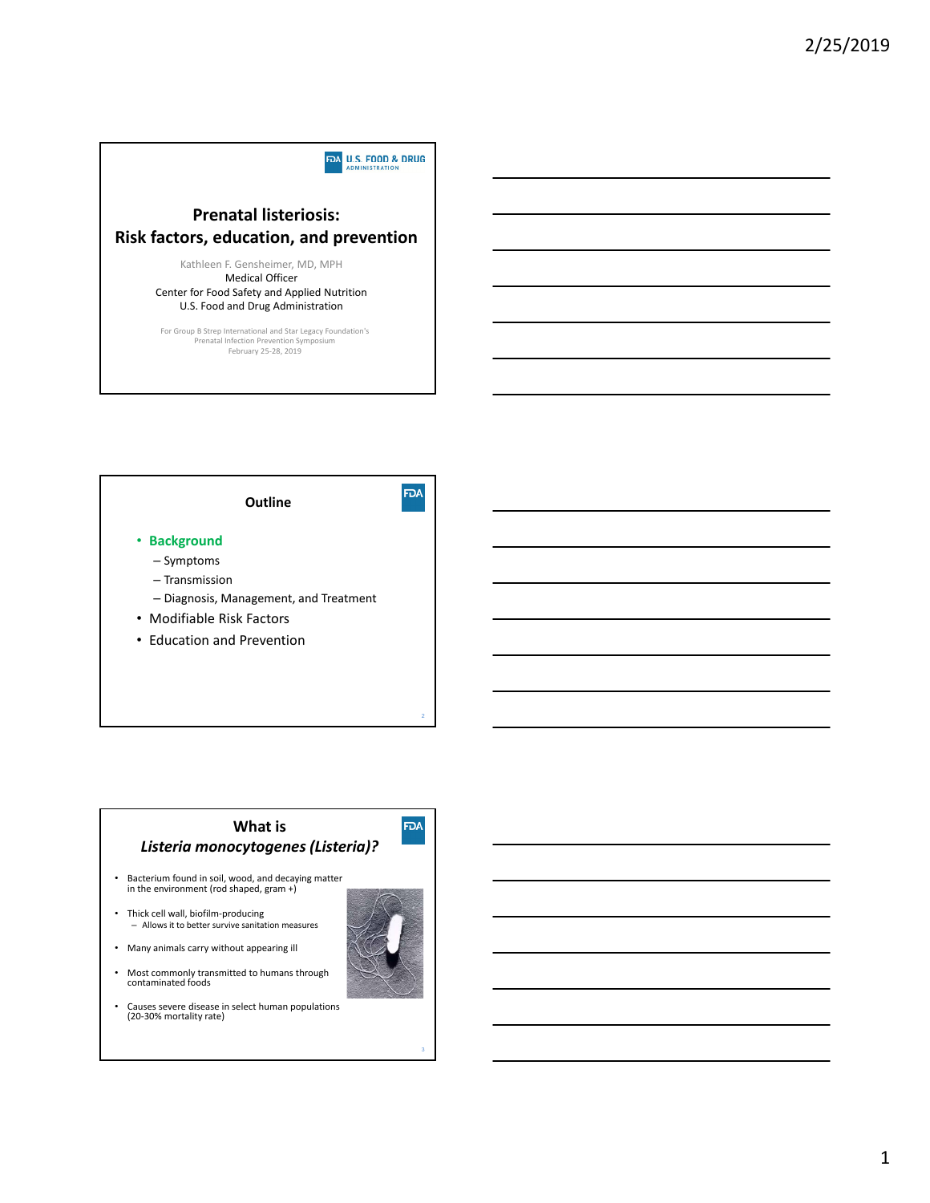## Prenatal listeriosis: Risk factors, education, and prevention

Kathleen F. Gensheimer, MD, MPH
Medical Officer
Center for Food Safety and Applied Nutrition
U.S. Food and Drug Administration

For Group B Strep International and Star Legacy Foundation's
Prenatal Infection Prevention Symposium
February 25-28, 2019

## Outline

- **Background**
  - Symptoms
  - Transmission
  - Diagnosis, Management, and Treatment
- Modifiable Risk Factors
- Education and Prevention

## What is *Listeria monocytogenes (Listeria)?*

- Bacterium found in soil, wood, and decaying matter in the environment (rod shaped, gram +)
- Thick cell wall, biofilm-producing
  - Allows it to better survive sanitation measures
- Many animals carry without appearing ill
- Most commonly transmitted to humans through contaminated foods
- Causes severe disease in select human populations (20-30% mortality rate)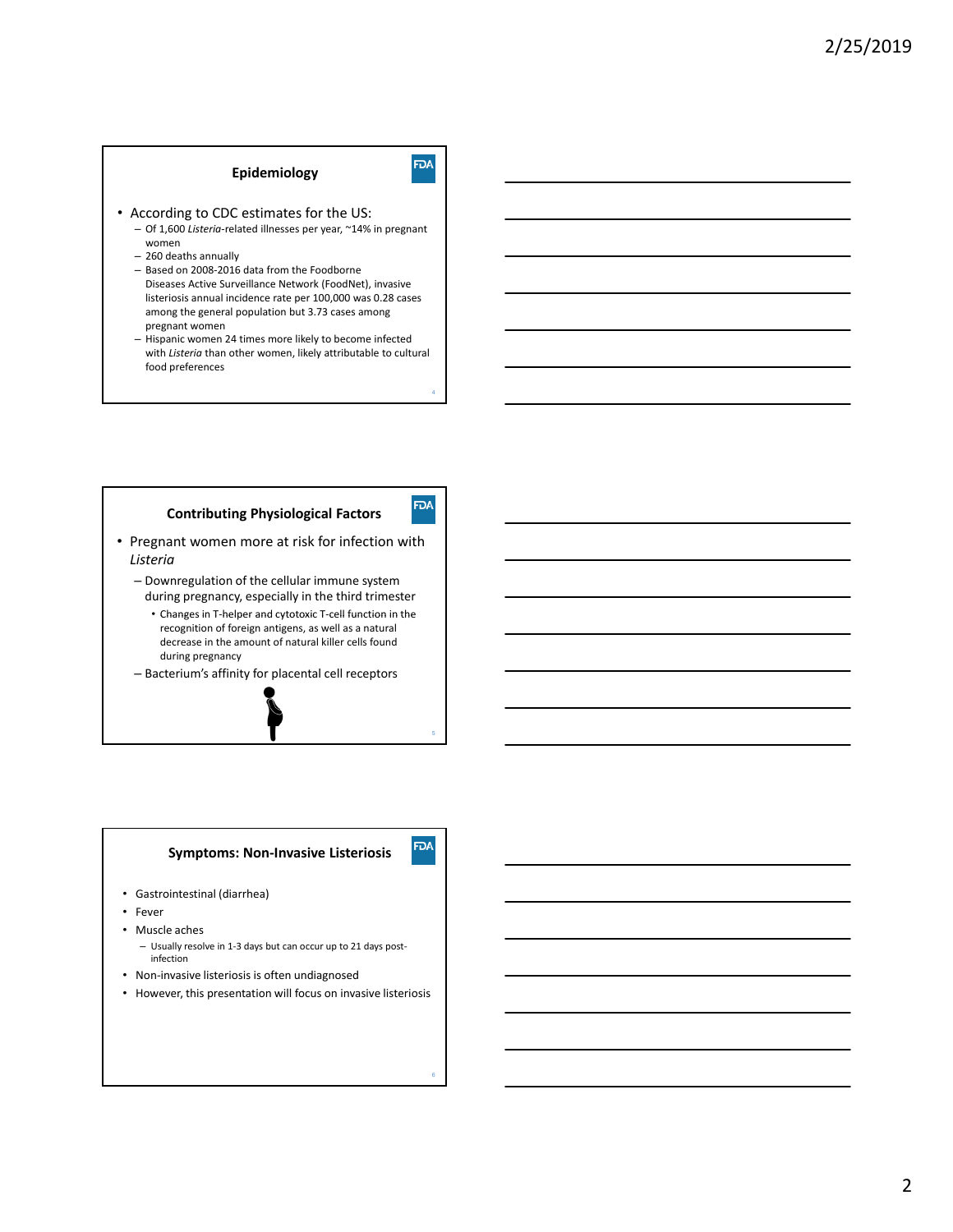## Epidemiology

- According to CDC estimates for the US:
  - Of 1,600 *Listeria*-related illnesses per year, ~14% in pregnant women
  - 260 deaths annually
  - Based on 2008-2016 data from the Foodborne Diseases Active Surveillance Network (FoodNet), invasive listeriosis annual incidence rate per 100,000 was 0.28 cases among the general population but 3.73 cases among pregnant women
  - Hispanic women 24 times more likely to become infected with *Listeria* than other women, likely attributable to cultural food preferences

## Contributing Physiological Factors

- Pregnant women more at risk for infection with *Listeria*
  - Downregulation of the cellular immune system during pregnancy, especially in the third trimester
    - Changes in T-helper and cytotoxic T-cell function in the recognition of foreign antigens, as well as a natural decrease in the amount of natural killer cells found during pregnancy
  - Bacterium's affinity for placental cell receptors

## Symptoms: Non-Invasive Listeriosis

- Gastrointestinal (diarrhea)
- Fever
- Muscle aches
  - Usually resolve in 1-3 days but can occur up to 21 days post-infection
- Non-invasive listeriosis is often undiagnosed
- However, this presentation will focus on invasive listeriosis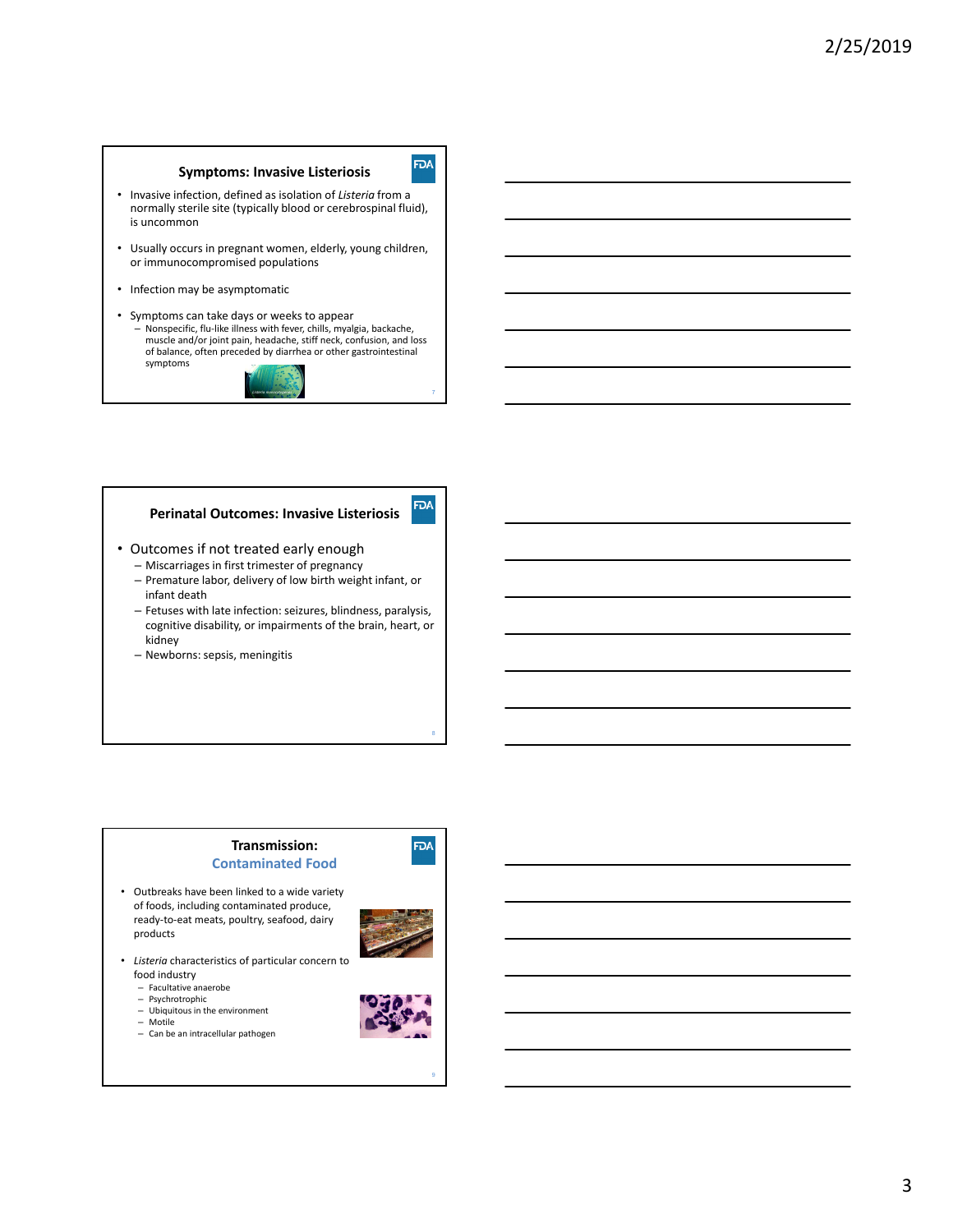## Symptoms: Invasive Listeriosis

- Invasive infection, defined as isolation of *Listeria* from a normally sterile site (typically blood or cerebrospinal fluid), is uncommon
- Usually occurs in pregnant women, elderly, young children, or immunocompromised populations
- Infection may be asymptomatic
- Symptoms can take days or weeks to appear
  - Nonspecific, flu-like illness with fever, chills, myalgia, backache, muscle and/or joint pain, headache, stiff neck, confusion, and loss of balance, often preceded by diarrhea or other gastrointestinal symptoms

## Perinatal Outcomes: Invasive Listeriosis

- Outcomes if not treated early enough
  - Miscarriages in first trimester of pregnancy
  - Premature labor, delivery of low birth weight infant, or infant death
  - Fetuses with late infection: seizures, blindness, paralysis, cognitive disability, or impairments of the brain, heart, or kidney
  - Newborns: sepsis, meningitis

## Transmission: Contaminated Food

- Outbreaks have been linked to a wide variety of foods, including contaminated produce, ready-to-eat meats, poultry, seafood, dairy products
- *Listeria* characteristics of particular concern to food industry
  - Facultative anaerobe
  - Psychrotrophic
  - Ubiquitous in the environment
  - Motile
  - Can be an intracellular pathogen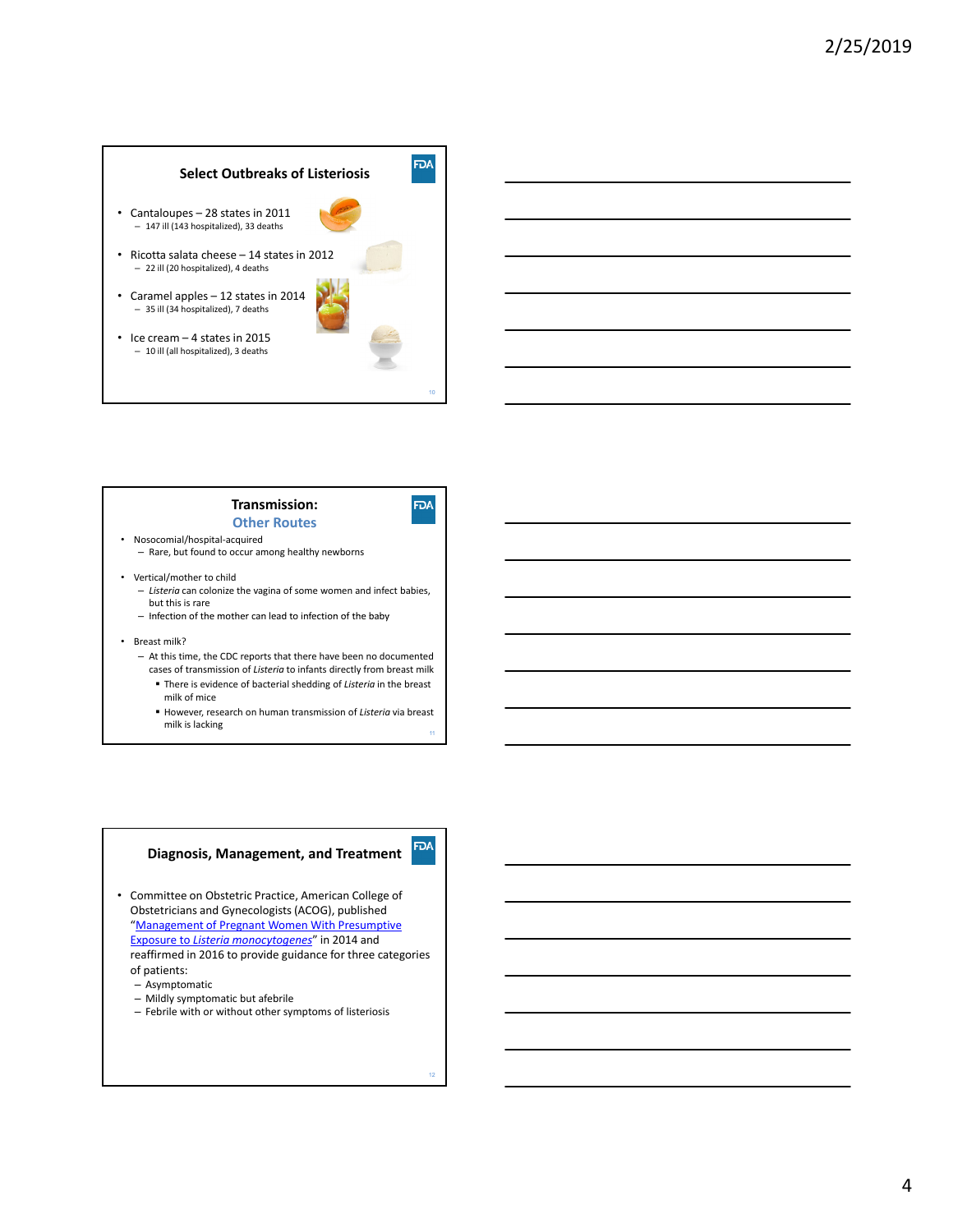## Select Outbreaks of Listeriosis

- Cantaloupes – 28 states in 2011
  - 147 ill (143 hospitalized), 33 deaths
- Ricotta salata cheese – 14 states in 2012
  - 22 ill (20 hospitalized), 4 deaths
- Caramel apples – 12 states in 2014
  - 35 ill (34 hospitalized), 7 deaths
- Ice cream – 4 states in 2015
  - 10 ill (all hospitalized), 3 deaths

## Transmission: Other Routes

- Nosocomial/hospital-acquired
  - Rare, but found to occur among healthy newborns
- Vertical/mother to child
  - *Listeria* can colonize the vagina of some women and infect babies, but this is rare
  - Infection of the mother can lead to infection of the baby
- Breast milk?
  - At this time, the CDC reports that there have been no documented cases of transmission of *Listeria* to infants directly from breast milk
    - There is evidence of bacterial shedding of *Listeria* in the breast milk of mice
    - However, research on human transmission of *Listeria* via breast milk is lacking

## Diagnosis, Management, and Treatment

- Committee on Obstetric Practice, American College of Obstetricians and Gynecologists (ACOG), published "Management of Pregnant Women With Presumptive Exposure to *Listeria monocytogenes*" in 2014 and reaffirmed in 2016 to provide guidance for three categories of patients:
  - Asymptomatic
  - Mildly symptomatic but afebrile
  - Febrile with or without other symptoms of listeriosis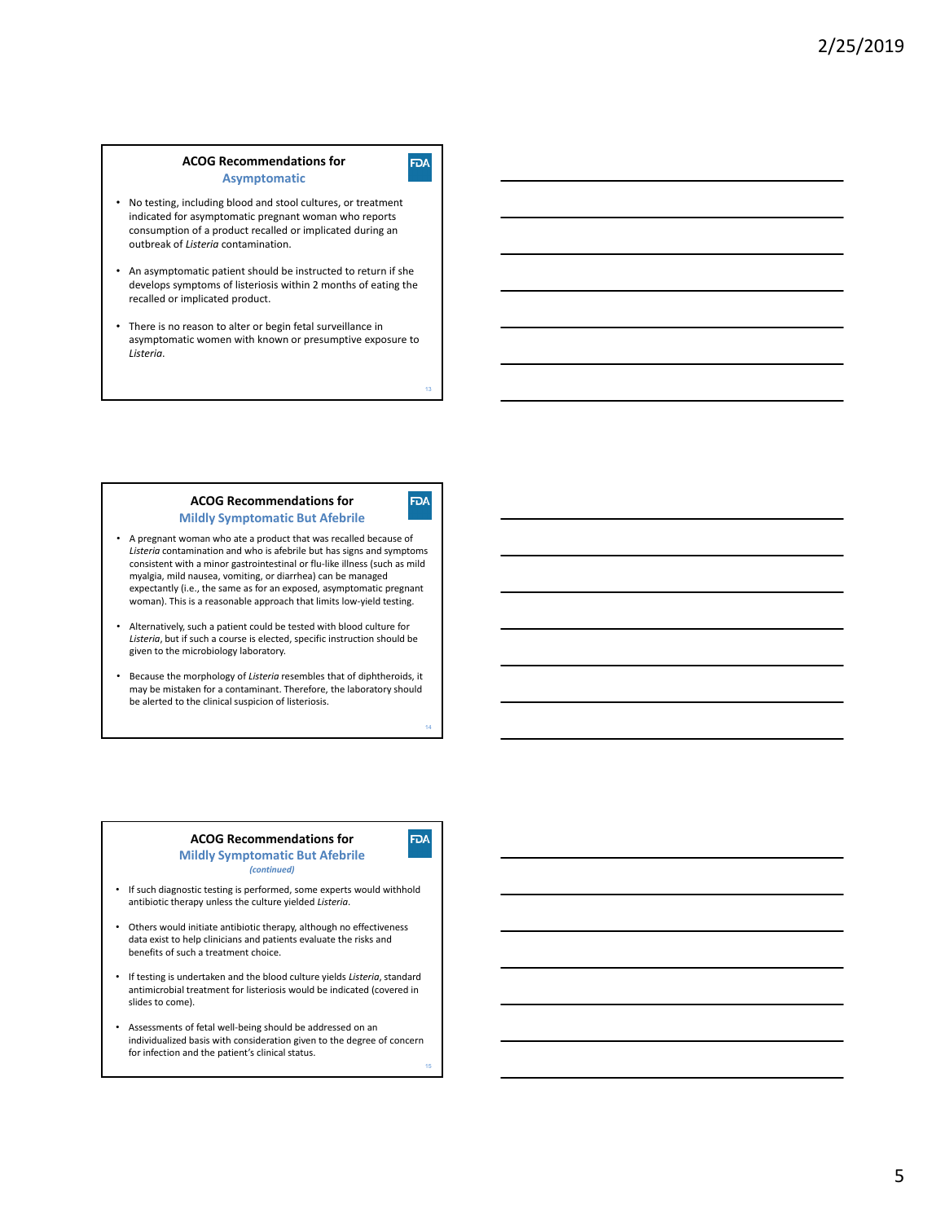## ACOG Recommendations for Asymptomatic

- No testing, including blood and stool cultures, or treatment indicated for asymptomatic pregnant woman who reports consumption of a product recalled or implicated during an outbreak of *Listeria* contamination.
- An asymptomatic patient should be instructed to return if she develops symptoms of listeriosis within 2 months of eating the recalled or implicated product.
- There is no reason to alter or begin fetal surveillance in asymptomatic women with known or presumptive exposure to *Listeria*.

## ACOG Recommendations for Mildly Symptomatic But Afebrile

- A pregnant woman who ate a product that was recalled because of *Listeria* contamination and who is afebrile but has signs and symptoms consistent with a minor gastrointestinal or flu-like illness (such as mild myalgia, mild nausea, vomiting, or diarrhea) can be managed expectantly (i.e., the same as for an exposed, asymptomatic pregnant woman). This is a reasonable approach that limits low-yield testing.
- Alternatively, such a patient could be tested with blood culture for *Listeria*, but if such a course is elected, specific instruction should be given to the microbiology laboratory.
- Because the morphology of *Listeria* resembles that of diphtheroids, it may be mistaken for a contaminant. Therefore, the laboratory should be alerted to the clinical suspicion of listeriosis.

## ACOG Recommendations for Mildly Symptomatic But Afebrile *(continued)*

- If such diagnostic testing is performed, some experts would withhold antibiotic therapy unless the culture yielded *Listeria*.
- Others would initiate antibiotic therapy, although no effectiveness data exist to help clinicians and patients evaluate the risks and benefits of such a treatment choice.
- If testing is undertaken and the blood culture yields *Listeria*, standard antimicrobial treatment for listeriosis would be indicated (covered in slides to come).
- Assessments of fetal well-being should be addressed on an individualized basis with consideration given to the degree of concern for infection and the patient's clinical status.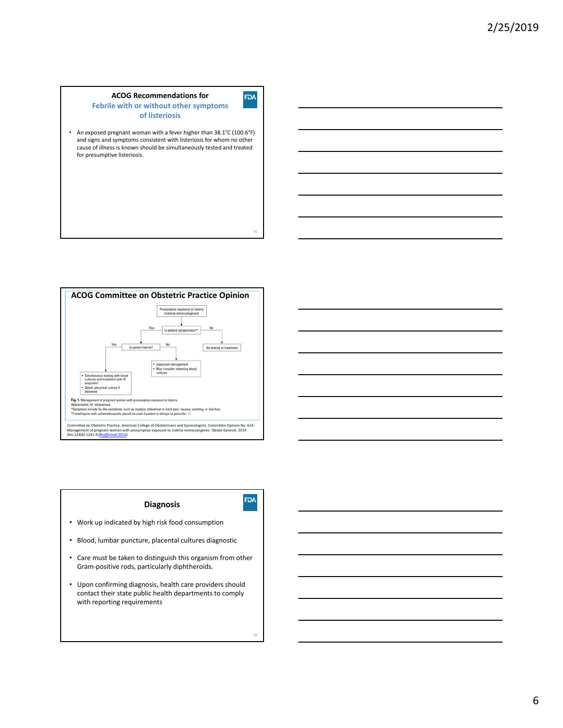## ACOG Recommendations for Febrile with or without other symptoms of listeriosis

- An exposed pregnant woman with a fever higher than 38.1°C (100.6°F) and signs and symptoms consistent with listeriosis for whom no other cause of illness is known should be simultaneously tested and treated for presumptive listeriosis.

## ACOG Committee on Obstetric Practice Opinion

Presumptive exposure to listeria (*Listeria monocytogenes*)

Is patient symptomatic?*

- Yes → Is patient febrile?
  - Yes →
    - Simultaneous testing with blood cultures and treatment with IV ampicillin[†]
    - Obtain placental culture if delivered
  - No →
    - expectant management
    - May consider obtaining blood cultures
- No → No testing or treatment

**Fig. 1.** Management of pregnant women with presumptive exposure to listeria.
Abbreviation: IV, intravenous.
*Symptoms include flu-like symptoms, such as myalgia, abdominal or back pain, nausea, vomiting, or diarrhea.
[†]Trimethoprim with sulfamethoxazole should be used if patient is allergic to penicillin.

Committee on Obstetric Practice, American College of Obstetricians and Gynecologists. Committee Opinion No. 614: Management of pregnant women with presumptive exposure to *Listeria monocytogenes*. Obstet Gynecol. 2014 Dec;124(6):1241-4 (*Reaffirmed 2016*).

## Diagnosis

- Work up indicated by high risk food consumption
- Blood, lumbar puncture, placental cultures diagnostic
- Care must be taken to distinguish this organism from other Gram-positive rods, particularly diphtheroids.
- Upon confirming diagnosis, health care providers should contact their state public health departments to comply with reporting requirements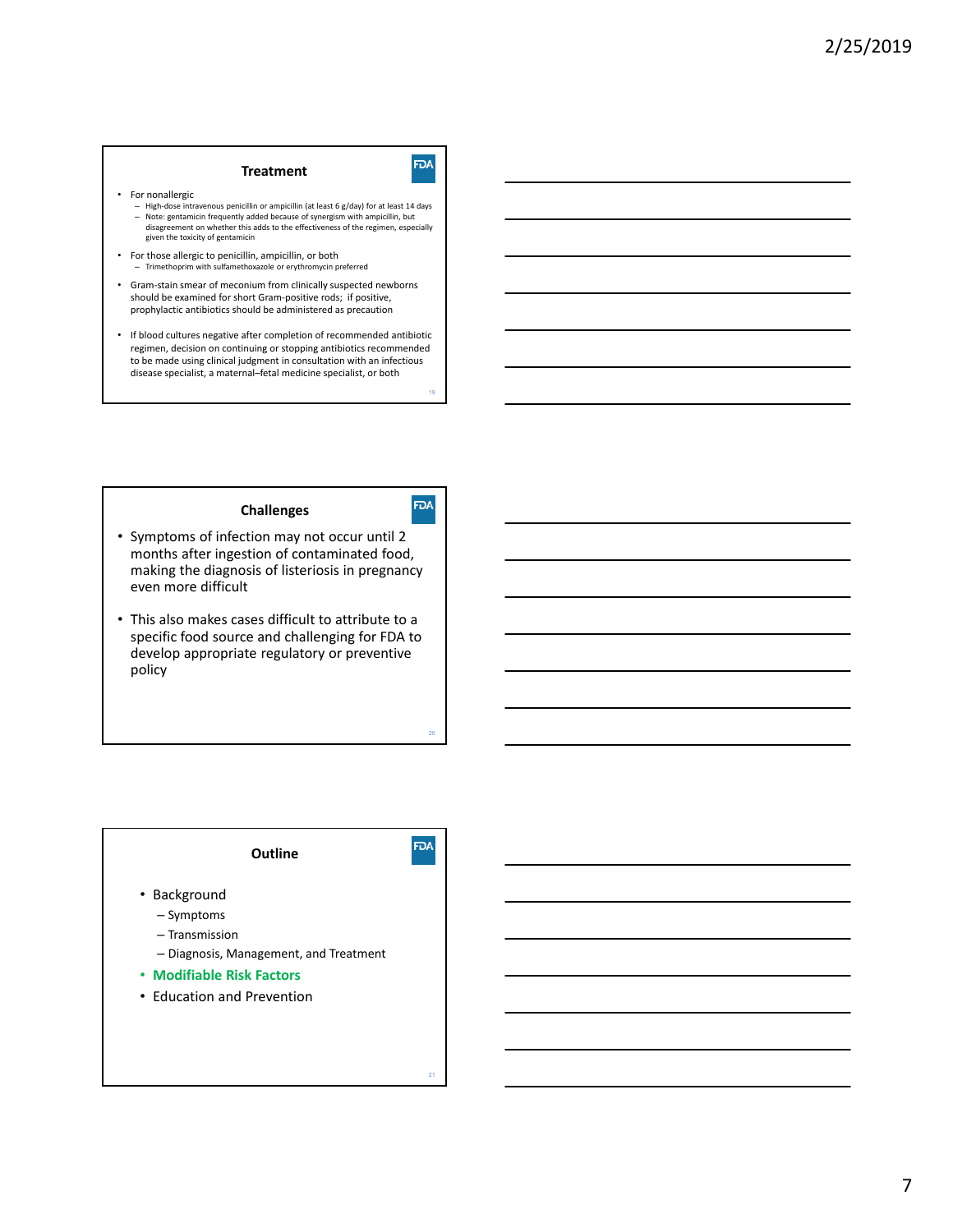## Treatment

- For nonallergic
  - High-dose intravenous penicillin or ampicillin (at least 6 g/day) for at least 14 days
  - Note: gentamicin frequently added because of synergism with ampicillin, but disagreement on whether this adds to the effectiveness of the regimen, especially given the toxicity of gentamicin
- For those allergic to penicillin, ampicillin, or both
  - Trimethoprim with sulfamethoxazole or erythromycin preferred
- Gram-stain smear of meconium from clinically suspected newborns should be examined for short Gram-positive rods; if positive, prophylactic antibiotics should be administered as precaution
- If blood cultures negative after completion of recommended antibiotic regimen, decision on continuing or stopping antibiotics recommended to be made using clinical judgment in consultation with an infectious disease specialist, a maternal–fetal medicine specialist, or both

## Challenges

- Symptoms of infection may not occur until 2 months after ingestion of contaminated food, making the diagnosis of listeriosis in pregnancy even more difficult
- This also makes cases difficult to attribute to a specific food source and challenging for FDA to develop appropriate regulatory or preventive policy

## Outline

- Background
  - Symptoms
  - Transmission
  - Diagnosis, Management, and Treatment
- **Modifiable Risk Factors**
- Education and Prevention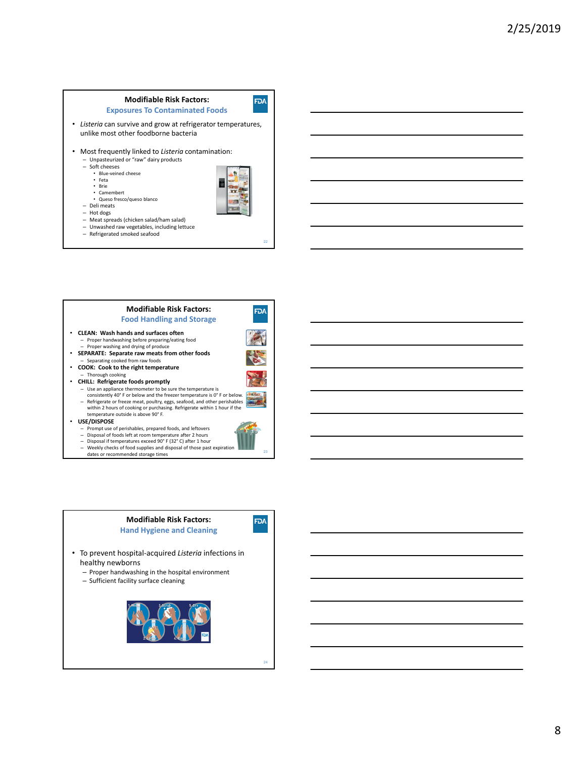## Modifiable Risk Factors: Exposures To Contaminated Foods

- *Listeria* can survive and grow at refrigerator temperatures, unlike most other foodborne bacteria
- Most frequently linked to *Listeria* contamination:
  - Unpasteurized or "raw" dairy products
  - Soft cheeses
    - Blue-veined cheese
    - Feta
    - Brie
    - Camembert
    - Queso fresco/queso blanco
  - Deli meats
  - Hot dogs
  - Meat spreads (chicken salad/ham salad)
  - Unwashed raw vegetables, including lettuce
  - Refrigerated smoked seafood

## Modifiable Risk Factors: Food Handling and Storage

- **CLEAN: Wash hands and surfaces often**
  - Proper handwashing before preparing/eating food
  - Proper washing and drying of produce
- **SEPARATE: Separate raw meats from other foods**
  - Separating cooked from raw foods
- **COOK: Cook to the right temperature**
  - Thorough cooking
- **CHILL: Refrigerate foods promptly**
  - Use an appliance thermometer to be sure the temperature is consistently 40° F or below and the freezer temperature is 0° F or below.
  - Refrigerate or freeze meat, poultry, eggs, seafood, and other perishables within 2 hours of cooking or purchasing. Refrigerate within 1 hour if the temperature outside is above 90° F.
- **USE/DISPOSE**
  - Prompt use of perishables, prepared foods, and leftovers
  - Disposal of foods left at room temperature after 2 hours
  - Disposal if temperatures exceed 90° F (32° C) after 1 hour
  - Weekly checks of food supplies and disposal of those past expiration dates or recommended storage times

## Modifiable Risk Factors: Hand Hygiene and Cleaning

- To prevent hospital-acquired *Listeria* infections in healthy newborns
  - Proper handwashing in the hospital environment
  - Sufficient facility surface cleaning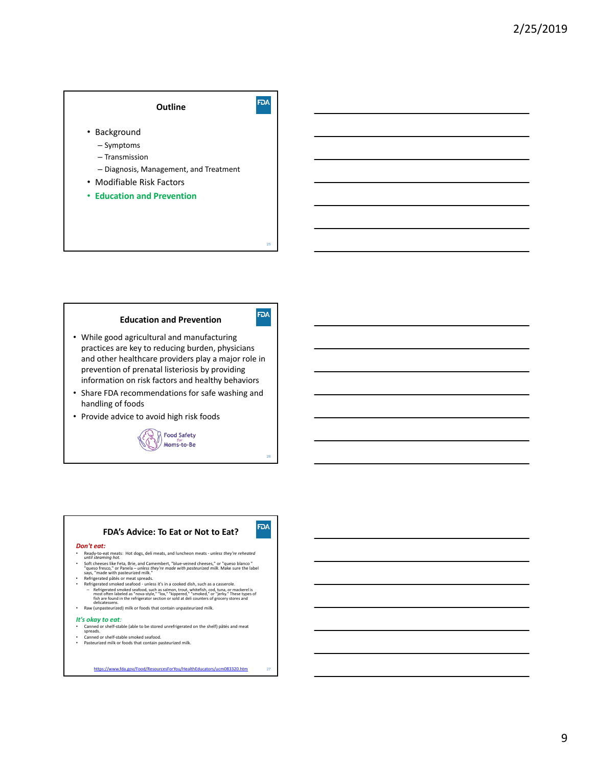## Outline

- Background
  - Symptoms
  - Transmission
  - Diagnosis, Management, and Treatment
- Modifiable Risk Factors
- **Education and Prevention**

## Education and Prevention

- While good agricultural and manufacturing practices are key to reducing burden, physicians and other healthcare providers play a major role in prevention of prenatal listeriosis by providing information on risk factors and healthy behaviors
- Share FDA recommendations for safe washing and handling of foods
- Provide advice to avoid high risk foods

Food Safety for Moms-to-Be

## FDA's Advice: To Eat or Not to Eat?

***Don't eat:***

- Ready-to-eat meats: Hot dogs, deli meats, and luncheon meats - *unless they're reheated until steaming hot.*
- Soft cheeses like Feta, Brie, and Camembert, "blue-veined cheeses," or "queso blanco" "queso fresco," or Panela – *unless they're made with pasteurized milk.* Make sure the label says, "made with pasteurized milk."
- Refrigerated pâtés or meat spreads.
- Refrigerated smoked seafood - unless it's in a cooked dish, such as a casserole.
  - Refrigerated smoked seafood, such as salmon, trout, whitefish, cod, tuna, or mackerel is most often labeled as "nova-style," "lox," "kippered," "smoked," or "jerky." These types of fish are found in the refrigerator section or sold at deli counters of grocery stores and delicatessens.
- Raw (unpasteurized) milk or foods that contain unpasteurized milk.

***It's okay to eat:***

- Canned or shelf-stable (able to be stored unrefrigerated on the shelf) pâtés and meat spreads.
- Canned or shelf-stable smoked seafood.
- Pasteurized milk or foods that contain pasteurized milk.

https://www.fda.gov/Food/ResourcesForYou/HealthEducators/ucm083320.htm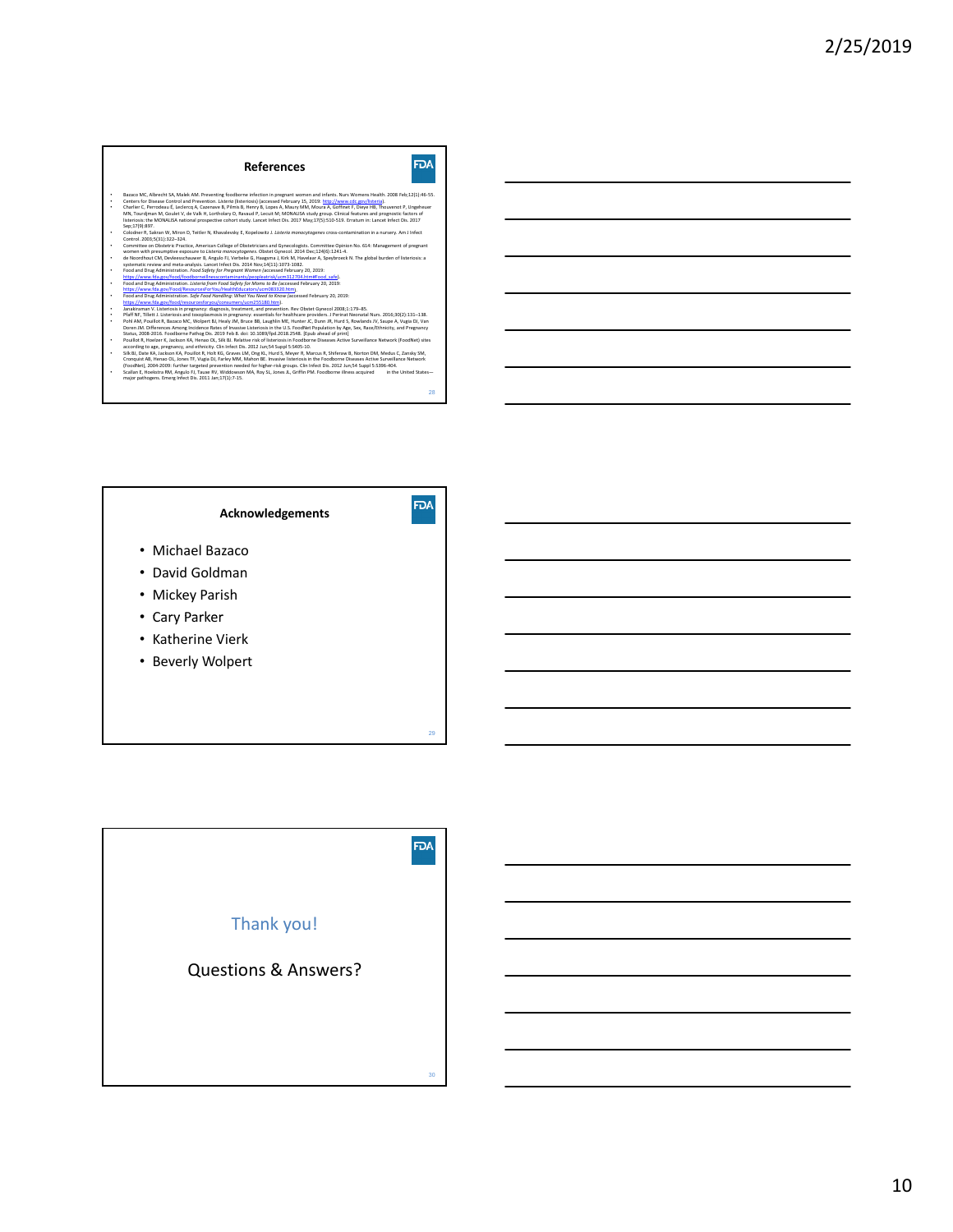## References

- Bazaco MC, Albrecht SA, Malek AM. Preventing foodborne infection in pregnant women and infants. Nurs Womens Health. 2008 Feb;12(1):46-55.
- Centers for Disease Control and Prevention. *Listeria* (listeriosis) (accessed February 15, 2019: http://www.cdc.gov/listeria).
- Charlier C, Perrodeau E, Leclercq A, Cazenave B, Pilmis B, Henry B, Lopes A, Maury MM, Moura A, Goffinet F, Dieye HB, Thouvenot P, Ungeheuer MN, Tourdjman M, Goulet V, de Valk H, Lortholary O, Ravaud P, Lecuit M; MONALISA study group. Clinical features and prognostic factors of listeriosis: the MONALISA national prospective cohort study. Lancet Infect Dis. 2017 May;17(5):510-519. Erratum in: Lancet Infect Dis. 2017 Sep;17(9):897.
- Colodner R, Sakran W, Miron D, Teitler N, Khavalevsky E, Kopelowitz J. *Listeria monocytogenes* cross-contamination in a nursery. Am J Infect Control. 2003;5(31):322–324.
- Committee on Obstetric Practice, American College of Obstetricians and Gynecologists. Committee Opinion No. 614: Management of pregnant women with presumptive exposure to *Listeria monocytogenes*. Obstet Gynecol. 2014 Dec;124(6):1241-4.
- de Noordhout CM, Devleesschauwer B, Angulo FJ, Verbeke G, Haagsma J, Kirk M, Havelaar A, Speybroeck N. The global burden of listeriosis: a systematic review and meta-analysis. Lancet Infect Dis. 2014 Nov;14(11):1073-1082.
- Food and Drug Administration. *Food Safety for Pregnant Women* (accessed February 20, 2019: https://www.fda.gov/food/foodborneillnesscontaminants/peopleatrisk/ucm312704.htm#Food_safe).
- Food and Drug Administration. *Listeria from Food Safety for Moms to Be* (accessed February 20, 2019: https://www.fda.gov/Food/ResourcesForYou/HealthEducators/ucm083320.htm).
- Food and Drug Administration. *Safe Food Handling: What You Need to Know* (accessed February 20, 2019: https://www.fda.gov/food/resourcesforyou/consumers/ucm255180.htm).
- Janakiraman V. Listeriosis in pregnancy: diagnosis, treatment, and prevention. Rev Obstet Gynecol 2008;1:179–85.
- Pfaff NF, Tillett J. Listeriosis and toxoplasmosis in pregnancy: essentials for healthcare providers. J Perinat Neonatal Nurs. 2016;30(2):131–138.
- Pohl AM, Pouillot R, Bazaco MC, Wolpert BJ, Healy JM, Bruce BB, Laughlin ME, Hunter JC, Dunn JR, Hurd S, Rowlands JV, Saupe A, Vugia DJ, Van Doren JM. Differences Among Incidence Rates of Invasive Listeriosis in the U.S. FoodNet Population by Age, Sex, Race/Ethnicity, and Pregnancy Status, 2008-2016. Foodborne Pathog Dis. 2019 Feb 8. doi: 10.1089/fpd.2018.2548. [Epub ahead of print]
- Pouillot R, Hoelzer K, Jackson KA, Henao OL, Silk BJ. Relative risk of listeriosis in Foodborne Diseases Active Surveillance Network (FoodNet) sites according to age, pregnancy, and ethnicity. Clin Infect Dis. 2012 Jun;54 Suppl 5:S405-10.
- Silk BJ, Date KA, Jackson KA, Pouillot R, Holt KG, Graves LM, Ong KL, Hurd S, Meyer R, Marcus R, Shiferaw B, Norton DM, Medus C, Zansky SM, Cronquist AB, Henao OL, Jones TF, Vugia DJ, Farley MM, Mahon BE. Invasive listeriosis in the Foodborne Diseases Active Surveillance Network (FoodNet), 2004-2009: further targeted prevention needed for higher-risk groups. Clin Infect Dis. 2012 Jun;54 Suppl 5:S396-404.
- Scallan E, Hoekstra RM, Angulo FJ, Tauxe RV, Widdowson MA, Roy SL, Jones JL, Griffin PM. Foodborne illness acquired in the United States—major pathogens. Emerg Infect Dis. 2011 Jan;17(1):7-15.

## Acknowledgements

- Michael Bazaco
- David Goldman
- Mickey Parish
- Cary Parker
- Katherine Vierk
- Beverly Wolpert

Thank you!

Questions & Answers?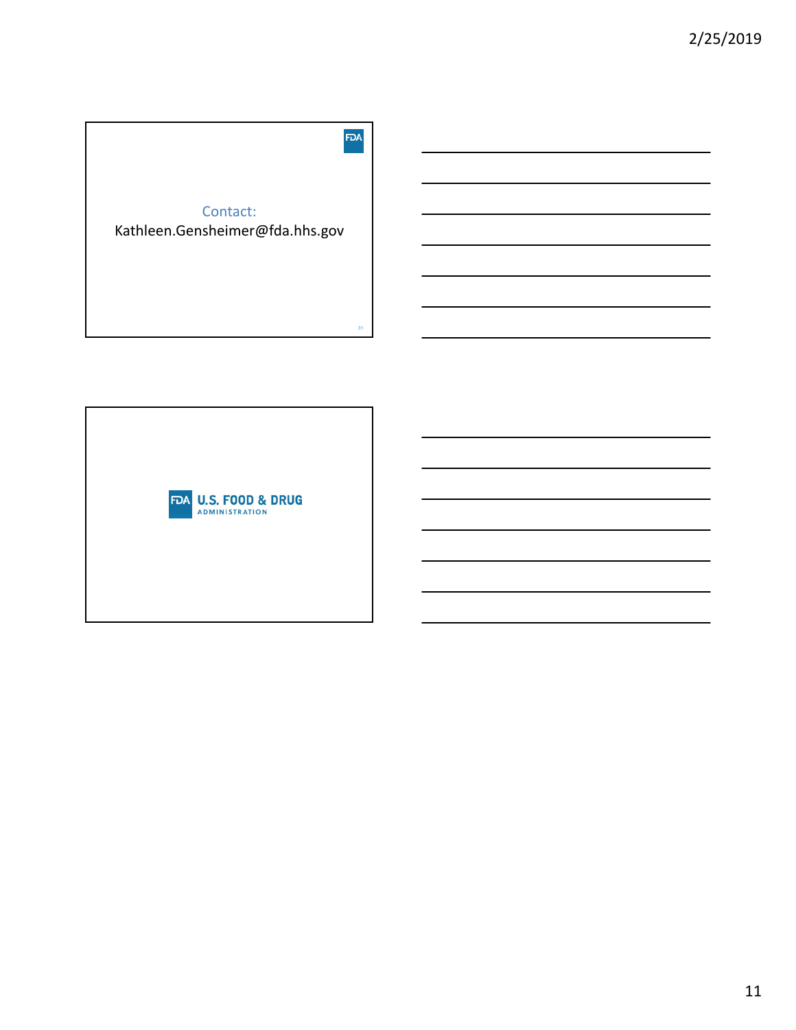Contact:
Kathleen.Gensheimer@fda.hhs.gov

U.S. FOOD & DRUG
ADMINISTRATION